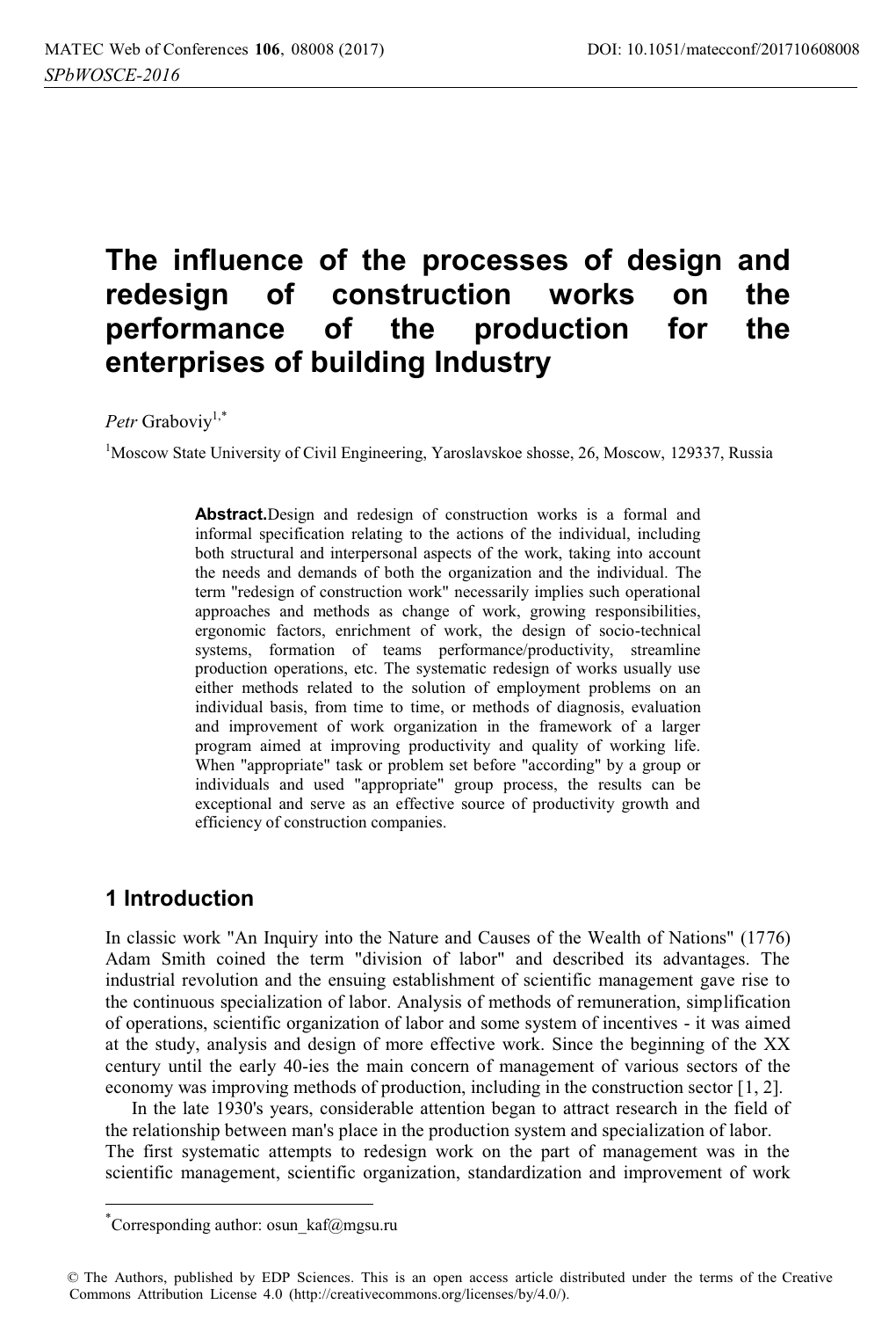# The influence of the processes of design and redesign of construction works on the performance of the production for the enterprises of building Industry

*Petr* Graboviy[1,*]

[1]Moscow State University of Civil Engineering, Yaroslavskoe shosse, 26, Moscow, 129337, Russia

**Abstract.** Design and redesign of construction works is a formal and informal specification relating to the actions of the individual, including both structural and interpersonal aspects of the work, taking into account the needs and demands of both the organization and the individual. The term "redesign of construction work" necessarily implies such operational approaches and methods as change of work, growing responsibilities, ergonomic factors, enrichment of work, the design of socio-technical systems, formation of teams performance/productivity, streamline production operations, etc. The systematic redesign of works usually use either methods related to the solution of employment problems on an individual basis, from time to time, or methods of diagnosis, evaluation and improvement of work organization in the framework of a larger program aimed at improving productivity and quality of working life. When "appropriate" task or problem set before "according" by a group or individuals and used "appropriate" group process, the results can be exceptional and serve as an effective source of productivity growth and efficiency of construction companies.

## 1 Introduction

In classic work "An Inquiry into the Nature and Causes of the Wealth of Nations" (1776) Adam Smith coined the term "division of labor" and described its advantages. The industrial revolution and the ensuing establishment of scientific management gave rise to the continuous specialization of labor. Analysis of methods of remuneration, simplification of operations, scientific organization of labor and some system of incentives - it was aimed at the study, analysis and design of more effective work. Since the beginning of the XX century until the early 40-ies the main concern of management of various sectors of the economy was improving methods of production, including in the construction sector [1, 2].

In the late 1930's years, considerable attention began to attract research in the field of the relationship between man's place in the production system and specialization of labor.

The first systematic attempts to redesign work on the part of management was in the scientific management, scientific organization, standardization and improvement of work

*Corresponding author: osun_kaf@mgsu.ru

© The Authors, published by EDP Sciences. This is an open access article distributed under the terms of the Creative Commons Attribution License 4.0 (http://creativecommons.org/licenses/by/4.0/).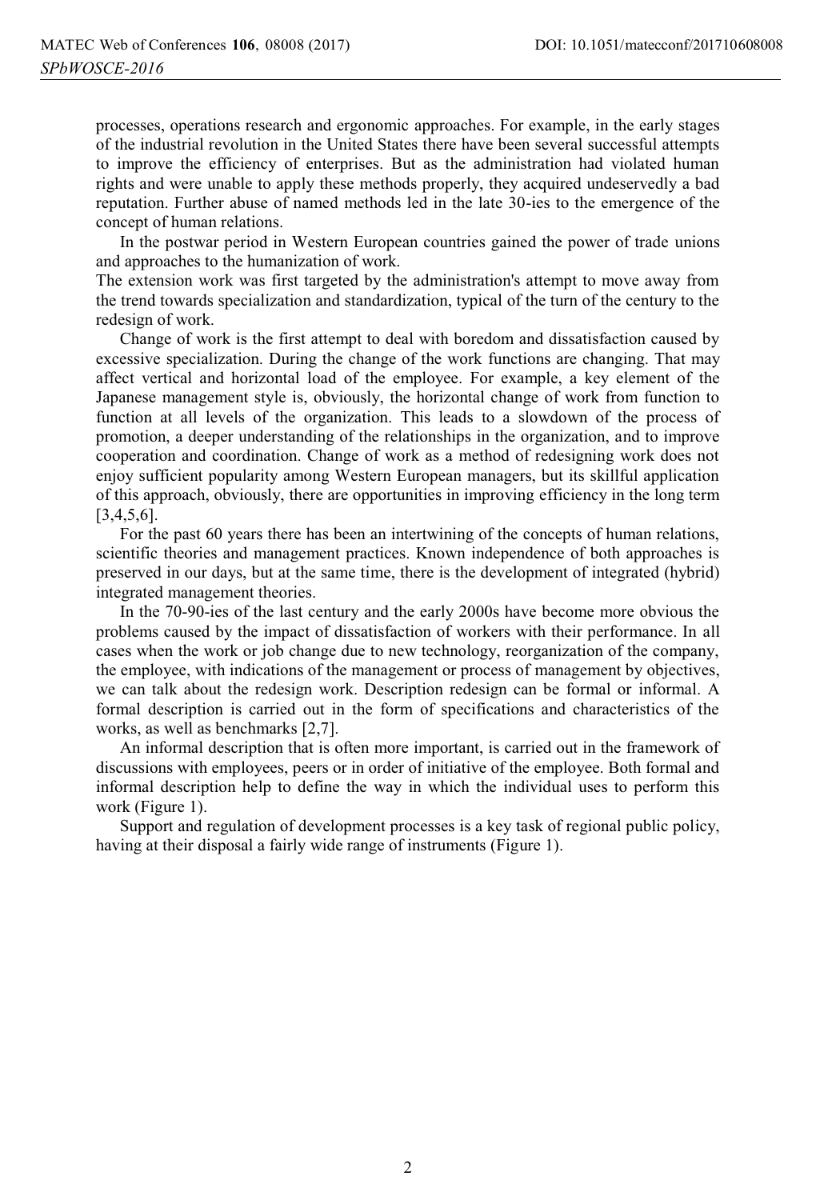processes, operations research and ergonomic approaches. For example, in the early stages of the industrial revolution in the United States there have been several successful attempts to improve the efficiency of enterprises. But as the administration had violated human rights and were unable to apply these methods properly, they acquired undeservedly a bad reputation. Further abuse of named methods led in the late 30-ies to the emergence of the concept of human relations.

In the postwar period in Western European countries gained the power of trade unions and approaches to the humanization of work.

The extension work was first targeted by the administration's attempt to move away from the trend towards specialization and standardization, typical of the turn of the century to the redesign of work.

Change of work is the first attempt to deal with boredom and dissatisfaction caused by excessive specialization. During the change of the work functions are changing. That may affect vertical and horizontal load of the employee. For example, a key element of the Japanese management style is, obviously, the horizontal change of work from function to function at all levels of the organization. This leads to a slowdown of the process of promotion, a deeper understanding of the relationships in the organization, and to improve cooperation and coordination. Change of work as a method of redesigning work does not enjoy sufficient popularity among Western European managers, but its skillful application of this approach, obviously, there are opportunities in improving efficiency in the long term [3,4,5,6].

For the past 60 years there has been an intertwining of the concepts of human relations, scientific theories and management practices. Known independence of both approaches is preserved in our days, but at the same time, there is the development of integrated (hybrid) integrated management theories.

In the 70-90-ies of the last century and the early 2000s have become more obvious the problems caused by the impact of dissatisfaction of workers with their performance. In all cases when the work or job change due to new technology, reorganization of the company, the employee, with indications of the management or process of management by objectives, we can talk about the redesign work. Description redesign can be formal or informal. A formal description is carried out in the form of specifications and characteristics of the works, as well as benchmarks [2,7].

An informal description that is often more important, is carried out in the framework of discussions with employees, peers or in order of initiative of the employee. Both formal and informal description help to define the way in which the individual uses to perform this work (Figure 1).

Support and regulation of development processes is a key task of regional public policy, having at their disposal a fairly wide range of instruments (Figure 1).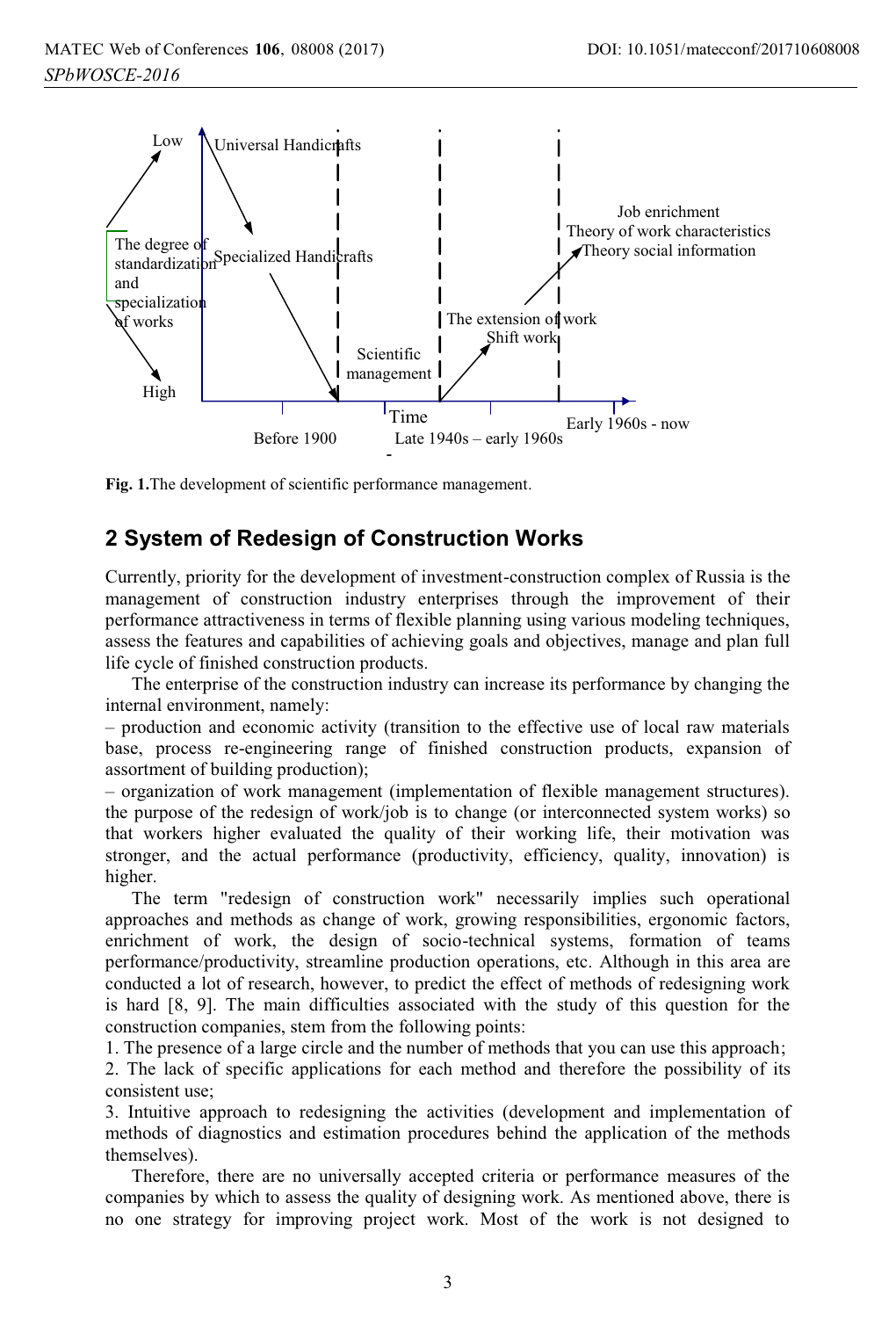Fig. 1.The development of scientific performance management.

## 2 System of Redesign of Construction Works

Currently, priority for the development of investment-construction complex of Russia is the management of construction industry enterprises through the improvement of their performance attractiveness in terms of flexible planning using various modeling techniques, assess the features and capabilities of achieving goals and objectives, manage and plan full life cycle of finished construction products.

The enterprise of the construction industry can increase its performance by changing the internal environment, namely:

– production and economic activity (transition to the effective use of local raw materials base, process re-engineering range of finished construction products, expansion of assortment of building production);

– organization of work management (implementation of flexible management structures). the purpose of the redesign of work/job is to change (or interconnected system works) so that workers higher evaluated the quality of their working life, their motivation was stronger, and the actual performance (productivity, efficiency, quality, innovation) is higher.

The term "redesign of construction work" necessarily implies such operational approaches and methods as change of work, growing responsibilities, ergonomic factors, enrichment of work, the design of socio-technical systems, formation of teams performance/productivity, streamline production operations, etc. Although in this area are conducted a lot of research, however, to predict the effect of methods of redesigning work is hard [8, 9]. The main difficulties associated with the study of this question for the construction companies, stem from the following points:

1. The presence of a large circle and the number of methods that you can use this approach;
2. The lack of specific applications for each method and therefore the possibility of its consistent use;
3. Intuitive approach to redesigning the activities (development and implementation of methods of diagnostics and estimation procedures behind the application of the methods themselves).

Therefore, there are no universally accepted criteria or performance measures of the companies by which to assess the quality of designing work. As mentioned above, there is no one strategy for improving project work. Most of the work is not designed to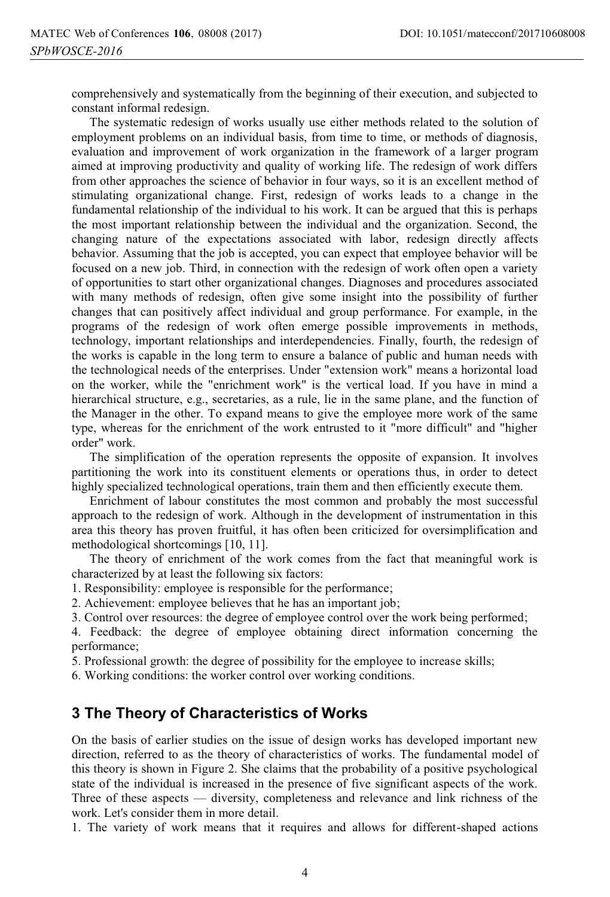comprehensively and systematically from the beginning of their execution, and subjected to constant informal redesign.

The systematic redesign of works usually use either methods related to the solution of employment problems on an individual basis, from time to time, or methods of diagnosis, evaluation and improvement of work organization in the framework of a larger program aimed at improving productivity and quality of working life. The redesign of work differs from other approaches the science of behavior in four ways, so it is an excellent method of stimulating organizational change. First, redesign of works leads to a change in the fundamental relationship of the individual to his work. It can be argued that this is perhaps the most important relationship between the individual and the organization. Second, the changing nature of the expectations associated with labor, redesign directly affects behavior. Assuming that the job is accepted, you can expect that employee behavior will be focused on a new job. Third, in connection with the redesign of work often open a variety of opportunities to start other organizational changes. Diagnoses and procedures associated with many methods of redesign, often give some insight into the possibility of further changes that can positively affect individual and group performance. For example, in the programs of the redesign of work often emerge possible improvements in methods, technology, important relationships and interdependencies. Finally, fourth, the redesign of the works is capable in the long term to ensure a balance of public and human needs with the technological needs of the enterprises. Under "extension work" means a horizontal load on the worker, while the "enrichment work" is the vertical load. If you have in mind a hierarchical structure, e.g., secretaries, as a rule, lie in the same plane, and the function of the Manager in the other. To expand means to give the employee more work of the same type, whereas for the enrichment of the work entrusted to it "more difficult" and "higher order" work.

The simplification of the operation represents the opposite of expansion. It involves partitioning the work into its constituent elements or operations thus, in order to detect highly specialized technological operations, train them and then efficiently execute them.

Enrichment of labour constitutes the most common and probably the most successful approach to the redesign of work. Although in the development of instrumentation in this area this theory has proven fruitful, it has often been criticized for oversimplification and methodological shortcomings [10, 11].

The theory of enrichment of the work comes from the fact that meaningful work is characterized by at least the following six factors:

1. Responsibility: employee is responsible for the performance;
2. Achievement: employee believes that he has an important job;
3. Control over resources: the degree of employee control over the work being performed;
4. Feedback: the degree of employee obtaining direct information concerning the performance;
5. Professional growth: the degree of possibility for the employee to increase skills;
6. Working conditions: the worker control over working conditions.

## 3 The Theory of Characteristics of Works

On the basis of earlier studies on the issue of design works has developed important new direction, referred to as the theory of characteristics of works. The fundamental model of this theory is shown in Figure 2. She claims that the probability of a positive psychological state of the individual is increased in the presence of five significant aspects of the work. Three of these aspects — diversity, completeness and relevance and link richness of the work. Let's consider them in more detail.

1. The variety of work means that it requires and allows for different-shaped actions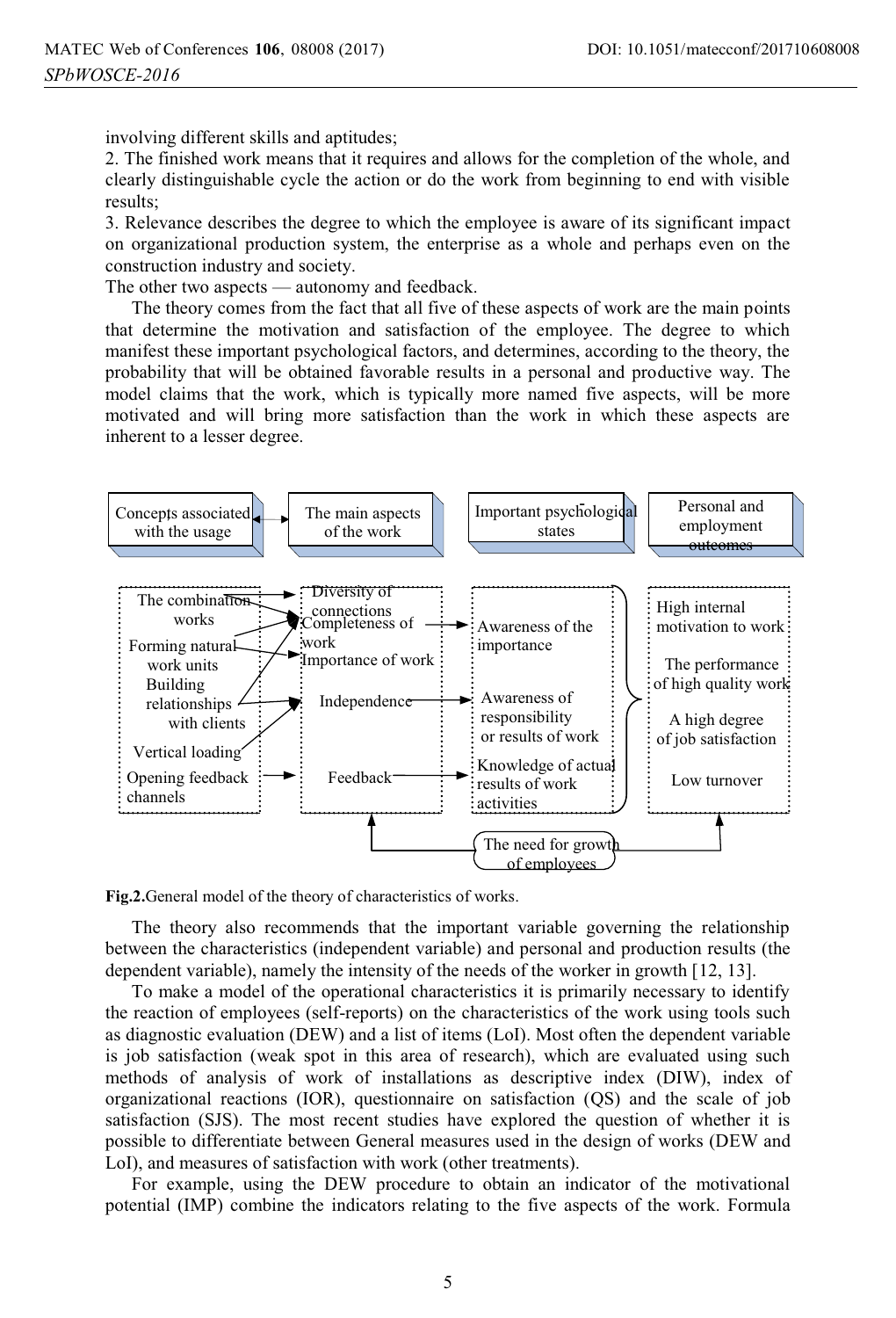involving different skills and aptitudes;

2. The finished work means that it requires and allows for the completion of the whole, and clearly distinguishable cycle the action or do the work from beginning to end with visible results;

3. Relevance describes the degree to which the employee is aware of its significant impact on organizational production system, the enterprise as a whole and perhaps even on the construction industry and society.

The other two aspects — autonomy and feedback.

The theory comes from the fact that all five of these aspects of work are the main points that determine the motivation and satisfaction of the employee. The degree to which manifest these important psychological factors, and determines, according to the theory, the probability that will be obtained favorable results in a personal and productive way. The model claims that the work, which is typically more named five aspects, will be more motivated and will bring more satisfaction than the work in which these aspects are inherent to a lesser degree.

| Concepts associated with the usage | The main aspects of the work | Important psychological states | Personal and employment outcomes |
|---|---|---|---|
| The combination works | Diversity of connections | Awareness of the importance | High internal motivation to work |
| Forming natural work units | Completeness of work | | The performance of high quality work |
| Building relationships with clients | Importance of work | | |
| Vertical loading | Independence | Awareness of responsibility or results of work | A high degree of job satisfaction |
| Opening feedback channels | Feedback | Knowledge of actual results of work activities | Low turnover |
| | The need for growth of employees | | |

**Fig.2.**General model of the theory of characteristics of works.

The theory also recommends that the important variable governing the relationship between the characteristics (independent variable) and personal and production results (the dependent variable), namely the intensity of the needs of the worker in growth [12, 13].

To make a model of the operational characteristics it is primarily necessary to identify the reaction of employees (self-reports) on the characteristics of the work using tools such as diagnostic evaluation (DEW) and a list of items (LoI). Most often the dependent variable is job satisfaction (weak spot in this area of research), which are evaluated using such methods of analysis of work of installations as descriptive index (DIW), index of organizational reactions (IOR), questionnaire on satisfaction (QS) and the scale of job satisfaction (SJS). The most recent studies have explored the question of whether it is possible to differentiate between General measures used in the design of works (DEW and LoI), and measures of satisfaction with work (other treatments).

For example, using the DEW procedure to obtain an indicator of the motivational potential (IMP) combine the indicators relating to the five aspects of the work. Formula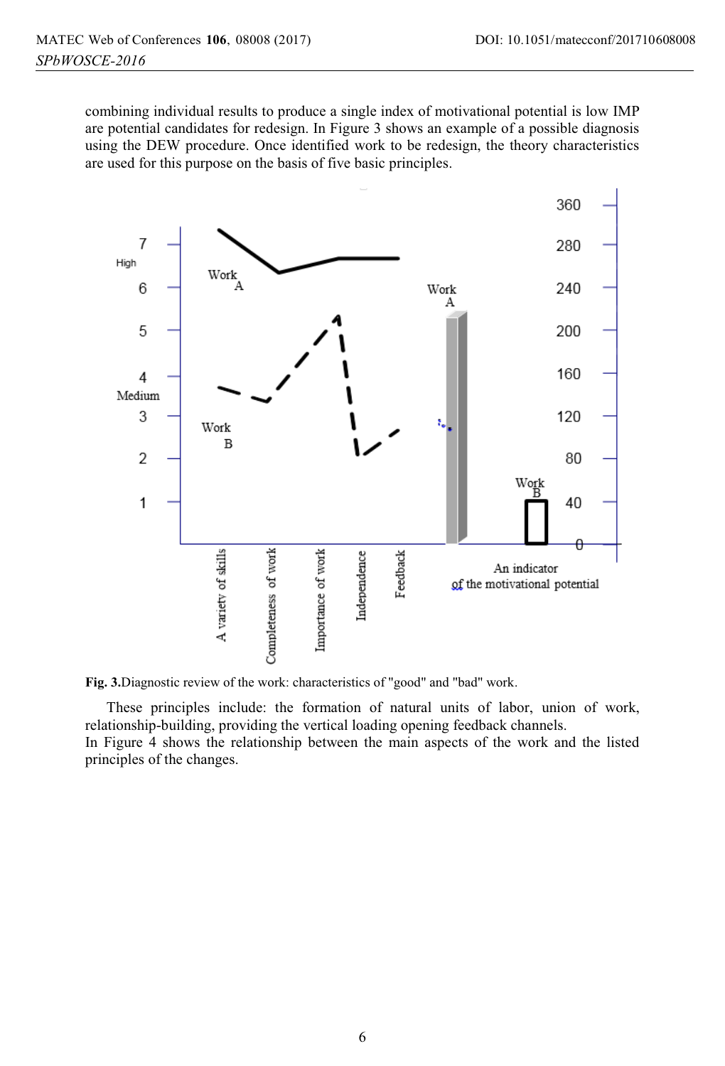combining individual results to produce a single index of motivational potential is low IMP are potential candidates for redesign. In Figure 3 shows an example of a possible diagnosis using the DEW procedure. Once identified work to be redesign, the theory characteristics are used for this purpose on the basis of five basic principles.

**Fig. 3.**Diagnostic review of the work: characteristics of "good" and "bad" work.

These principles include: the formation of natural units of labor, union of work, relationship-building, providing the vertical loading opening feedback channels.
In Figure 4 shows the relationship between the main aspects of the work and the listed principles of the changes.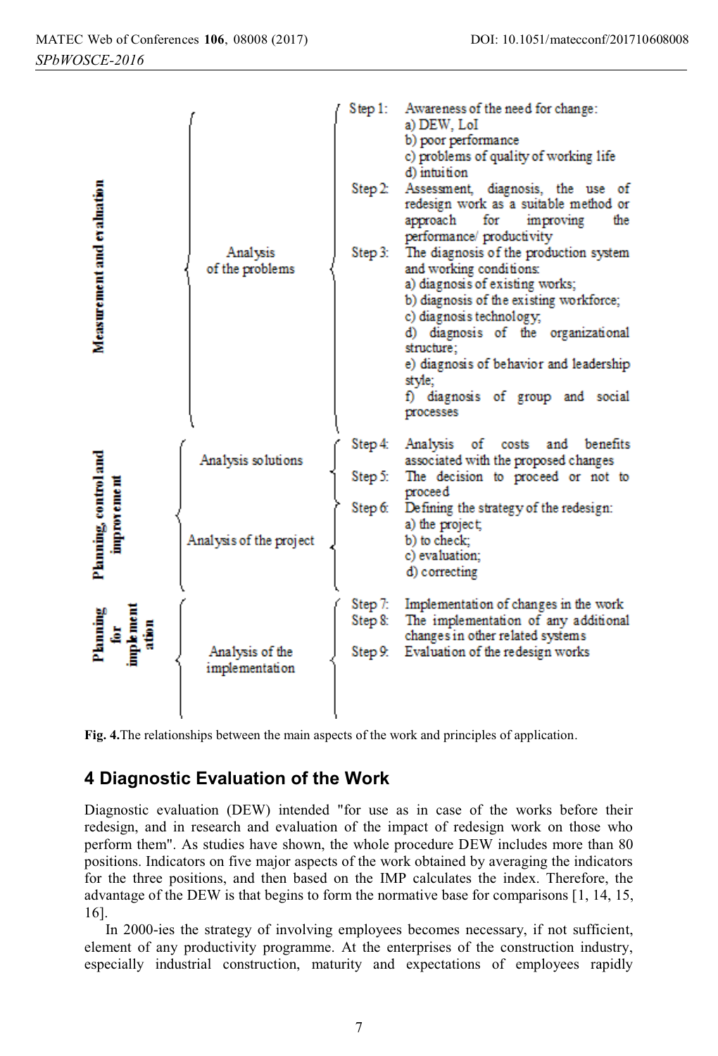| | | Step | |
|---|---|---|---|
| **Measurement and evaluation** | Analysis of the problems | Step 1: | Awareness of the need for change:<br>a) DEW, LoI<br>b) poor performance<br>c) problems of quality of working life<br>d) intuition |
| | | Step 2: | Assessment, diagnosis, the use of redesign work as a suitable method or approach for improving the performance/ productivity |
| | | Step 3: | The diagnosis of the production system and working conditions:<br>a) diagnosis of existing works;<br>b) diagnosis of the existing workforce;<br>c) diagnosis technology;<br>d) diagnosis of the organizational structure;<br>e) diagnosis of behavior and leadership style;<br>f) diagnosis of group and social processes |
| **Planning control and improvement** | Analysis solutions | Step 4: | Analysis of costs and benefits associated with the proposed changes |
| | | Step 5: | The decision to proceed or not to proceed |
| | Analysis of the project | Step 6: | Defining the strategy of the redesign:<br>a) the project;<br>b) to check;<br>c) evaluation;<br>d) correcting |
| **Planning for implementation** | Analysis of the implementation | Step 7: | Implementation of changes in the work |
| | | Step 8: | The implementation of any additional changes in other related systems |
| | | Step 9: | Evaluation of the redesign works |

**Fig. 4.** The relationships between the main aspects of the work and principles of application.

## 4 Diagnostic Evaluation of the Work

Diagnostic evaluation (DEW) intended "for use as in case of the works before their redesign, and in research and evaluation of the impact of redesign work on those who perform them". As studies have shown, the whole procedure DEW includes more than 80 positions. Indicators on five major aspects of the work obtained by averaging the indicators for the three positions, and then based on the IMP calculates the index. Therefore, the advantage of the DEW is that begins to form the normative base for comparisons [1, 14, 15, 16].

In 2000-ies the strategy of involving employees becomes necessary, if not sufficient, element of any productivity programme. At the enterprises of the construction industry, especially industrial construction, maturity and expectations of employees rapidly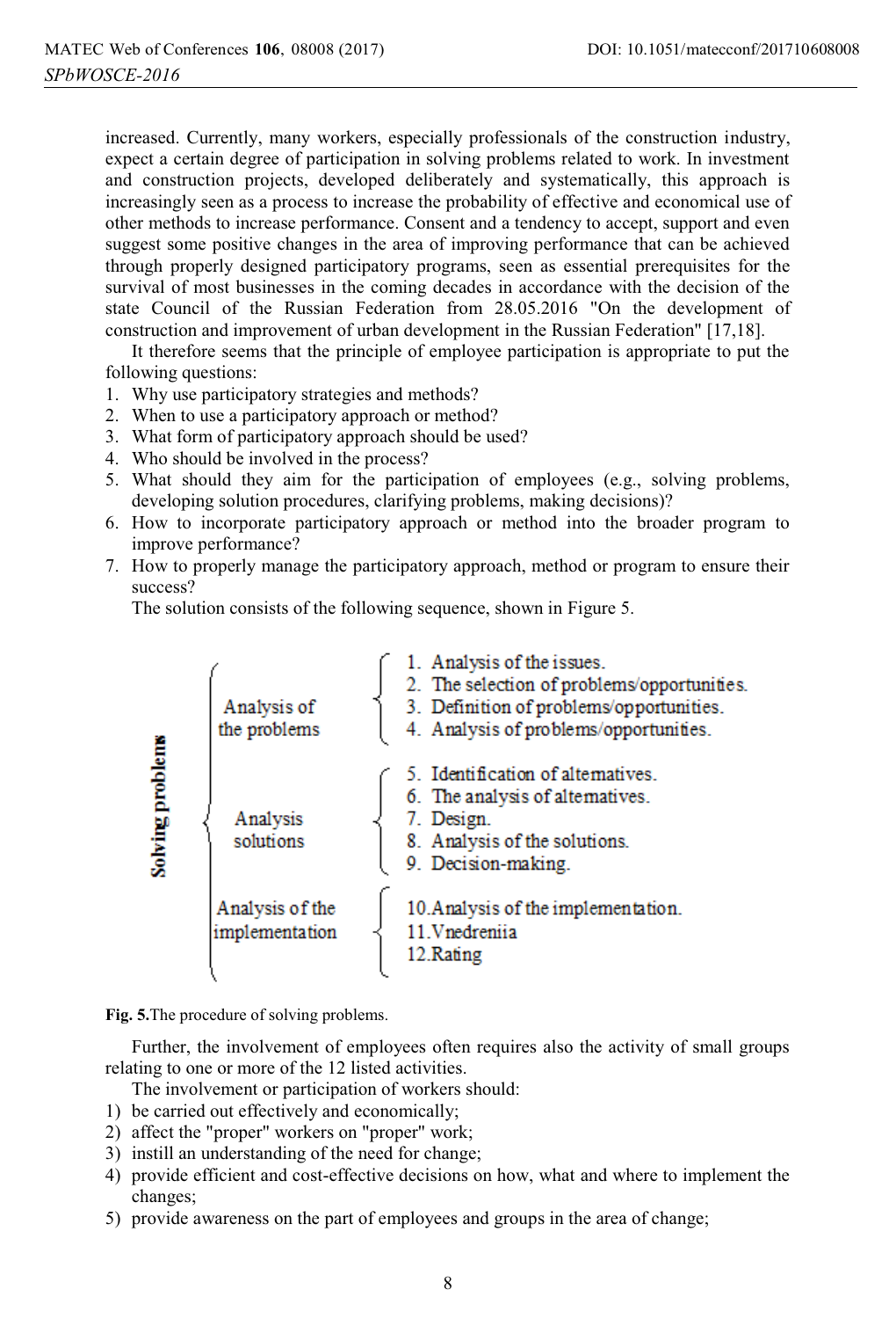increased. Currently, many workers, especially professionals of the construction industry, expect a certain degree of participation in solving problems related to work. In investment and construction projects, developed deliberately and systematically, this approach is increasingly seen as a process to increase the probability of effective and economical use of other methods to increase performance. Consent and a tendency to accept, support and even suggest some positive changes in the area of improving performance that can be achieved through properly designed participatory programs, seen as essential prerequisites for the survival of most businesses in the coming decades in accordance with the decision of the state Council of the Russian Federation from 28.05.2016 "On the development of construction and improvement of urban development in the Russian Federation" [17,18].

It therefore seems that the principle of employee participation is appropriate to put the following questions:

1. Why use participatory strategies and methods?
2. When to use a participatory approach or method?
3. What form of participatory approach should be used?
4. Who should be involved in the process?
5. What should they aim for the participation of employees (e.g., solving problems, developing solution procedures, clarifying problems, making decisions)?
6. How to incorporate participatory approach or method into the broader program to improve performance?
7. How to properly manage the participatory approach, method or program to ensure their success?

The solution consists of the following sequence, shown in Figure 5.

**Solving problems**

- Analysis of the problems
  1. Analysis of the issues.
  2. The selection of problems/opportunities.
  3. Definition of problems/opportunities.
  4. Analysis of problems/opportunities.
- Analysis solutions
  5. Identification of alternatives.
  6. The analysis of alternatives.
  7. Design.
  8. Analysis of the solutions.
  9. Decision-making.
- Analysis of the implementation
  10. Analysis of the implementation.
  11. Vnedreniia
  12. Rating

**Fig. 5.** The procedure of solving problems.

Further, the involvement of employees often requires also the activity of small groups relating to one or more of the 12 listed activities.

The involvement or participation of workers should:

1) be carried out effectively and economically;
2) affect the "proper" workers on "proper" work;
3) instill an understanding of the need for change;
4) provide efficient and cost-effective decisions on how, what and where to implement the changes;
5) provide awareness on the part of employees and groups in the area of change;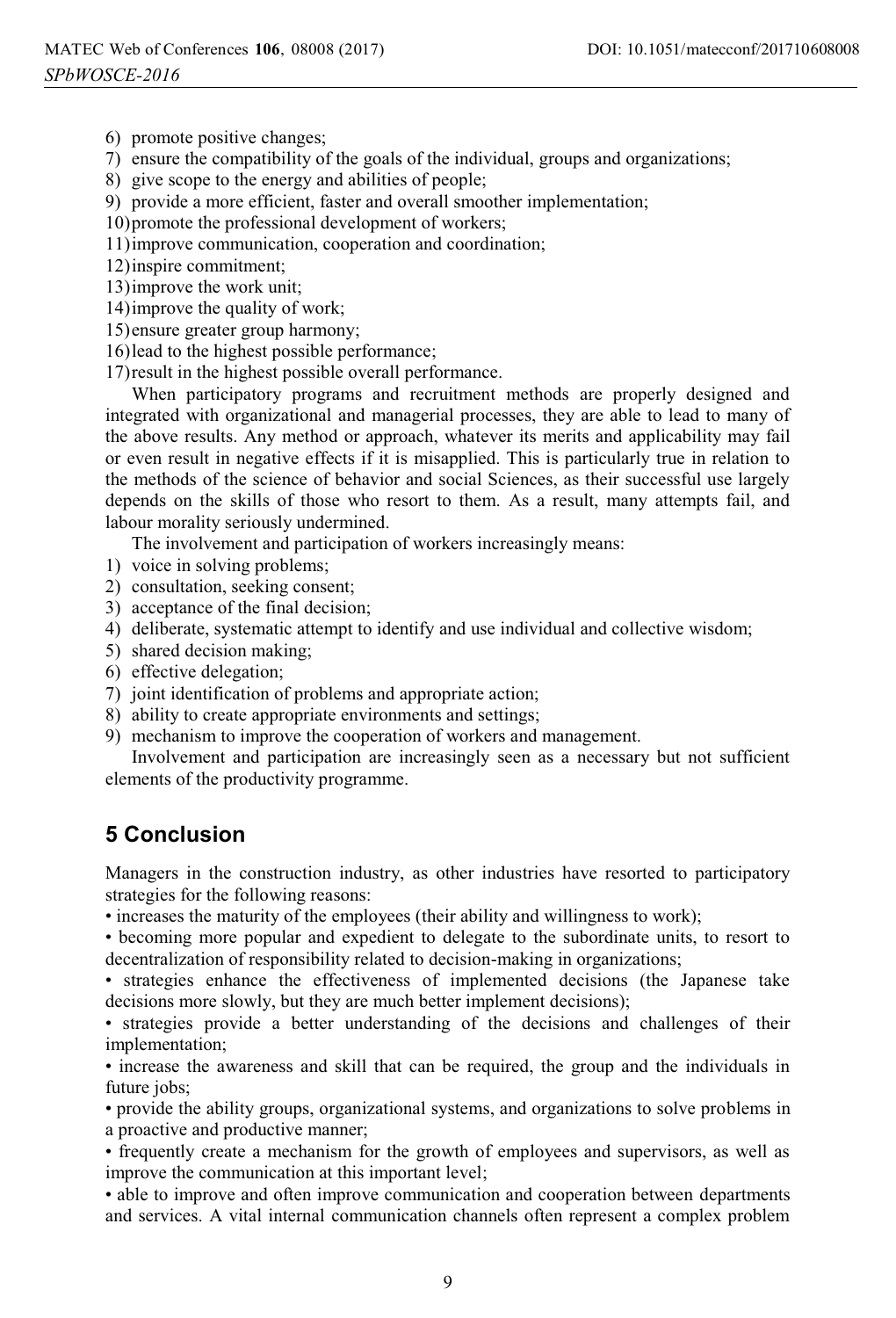6) promote positive changes;
7) ensure the compatibility of the goals of the individual, groups and organizations;
8) give scope to the energy and abilities of people;
9) provide a more efficient, faster and overall smoother implementation;
10) promote the professional development of workers;
11) improve communication, cooperation and coordination;
12) inspire commitment;
13) improve the work unit;
14) improve the quality of work;
15) ensure greater group harmony;
16) lead to the highest possible performance;
17) result in the highest possible overall performance.

When participatory programs and recruitment methods are properly designed and integrated with organizational and managerial processes, they are able to lead to many of the above results. Any method or approach, whatever its merits and applicability may fail or even result in negative effects if it is misapplied. This is particularly true in relation to the methods of the science of behavior and social Sciences, as their successful use largely depends on the skills of those who resort to them. As a result, many attempts fail, and labour morality seriously undermined.

The involvement and participation of workers increasingly means:

1) voice in solving problems;
2) consultation, seeking consent;
3) acceptance of the final decision;
4) deliberate, systematic attempt to identify and use individual and collective wisdom;
5) shared decision making;
6) effective delegation;
7) joint identification of problems and appropriate action;
8) ability to create appropriate environments and settings;
9) mechanism to improve the cooperation of workers and management.

Involvement and participation are increasingly seen as a necessary but not sufficient elements of the productivity programme.

## 5 Conclusion

Managers in the construction industry, as other industries have resorted to participatory strategies for the following reasons:

• increases the maturity of the employees (their ability and willingness to work);

• becoming more popular and expedient to delegate to the subordinate units, to resort to decentralization of responsibility related to decision-making in organizations;

• strategies enhance the effectiveness of implemented decisions (the Japanese take decisions more slowly, but they are much better implement decisions);

• strategies provide a better understanding of the decisions and challenges of their implementation;

• increase the awareness and skill that can be required, the group and the individuals in future jobs;

• provide the ability groups, organizational systems, and organizations to solve problems in a proactive and productive manner;

• frequently create a mechanism for the growth of employees and supervisors, as well as improve the communication at this important level;

• able to improve and often improve communication and cooperation between departments and services. A vital internal communication channels often represent a complex problem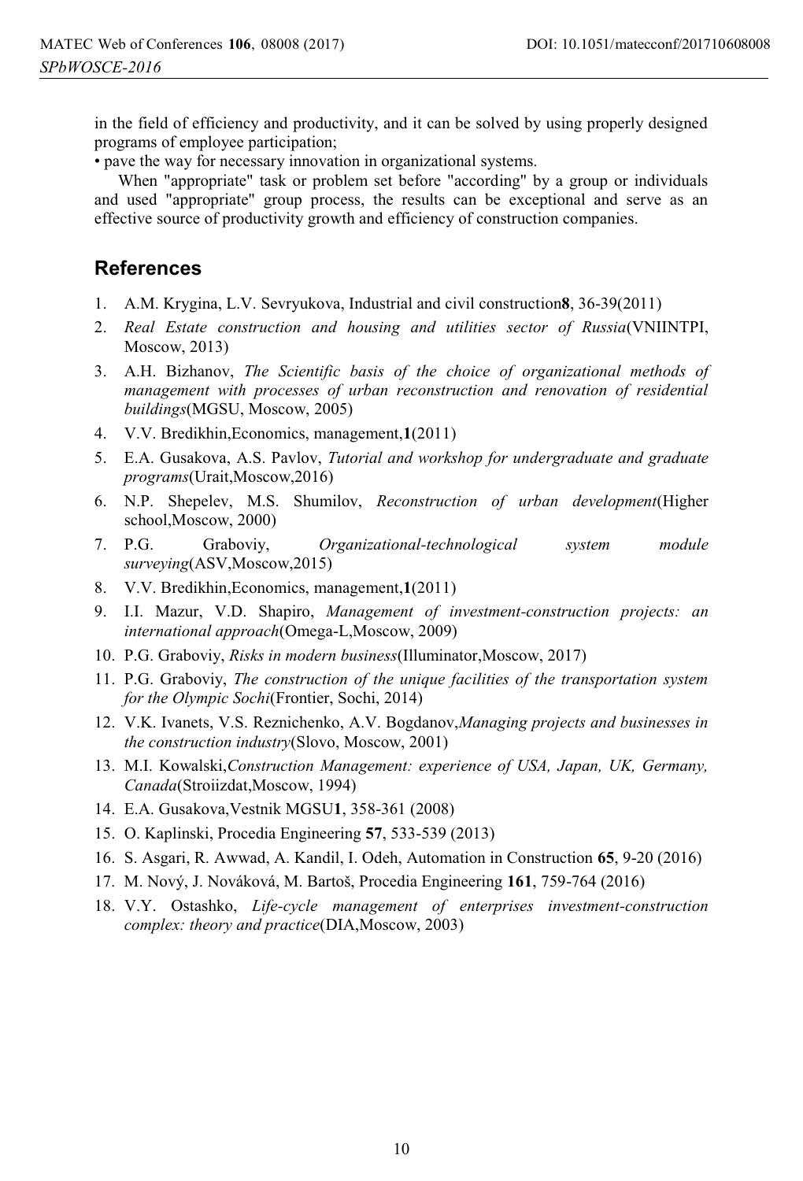in the field of efficiency and productivity, and it can be solved by using properly designed programs of employee participation;

• pave the way for necessary innovation in organizational systems.

When "appropriate" task or problem set before "according" by a group or individuals and used "appropriate" group process, the results can be exceptional and serve as an effective source of productivity growth and efficiency of construction companies.

## References

1. A.M. Krygina, L.V. Sevryukova, Industrial and civil construction**8**, 36-39(2011)
2. *Real Estate construction and housing and utilities sector of Russia*(VNIINTPI, Moscow, 2013)
3. A.H. Bizhanov, *The Scientific basis of the choice of organizational methods of management with processes of urban reconstruction and renovation of residential buildings*(MGSU, Moscow, 2005)
4. V.V. Bredikhin,Economics, management,**1**(2011)
5. E.A. Gusakova, A.S. Pavlov, *Tutorial and workshop for undergraduate and graduate programs*(Urait,Moscow,2016)
6. N.P. Shepelev, M.S. Shumilov, *Reconstruction of urban development*(Higher school,Moscow, 2000)
7. P.G. Graboviy, *Organizational-technological system module surveying*(ASV,Moscow,2015)
8. V.V. Bredikhin,Economics, management,**1**(2011)
9. I.I. Mazur, V.D. Shapiro, *Management of investment-construction projects: an international approach*(Omega-L,Moscow, 2009)
10. P.G. Graboviy, *Risks in modern business*(Illuminator,Moscow, 2017)
11. P.G. Graboviy, *The construction of the unique facilities of the transportation system for the Olympic Sochi*(Frontier, Sochi, 2014)
12. V.K. Ivanets, V.S. Reznichenko, A.V. Bogdanov,*Managing projects and businesses in the construction industry*(Slovo, Moscow, 2001)
13. M.I. Kowalski,*Construction Management: experience of USA, Japan, UK, Germany, Canada*(Stroiizdat,Moscow, 1994)
14. E.A. Gusakova,Vestnik MGSU**1**, 358-361 (2008)
15. O. Kaplinski, Procedia Engineering **57**, 533-539 (2013)
16. S. Asgari, R. Awwad, A. Kandil, I. Odeh, Automation in Construction **65**, 9-20 (2016)
17. M. Nový, J. Nováková, M. Bartoš, Procedia Engineering **161**, 759-764 (2016)
18. V.Y. Ostashko, *Life-cycle management of enterprises investment-construction complex: theory and practice*(DIA,Moscow, 2003)